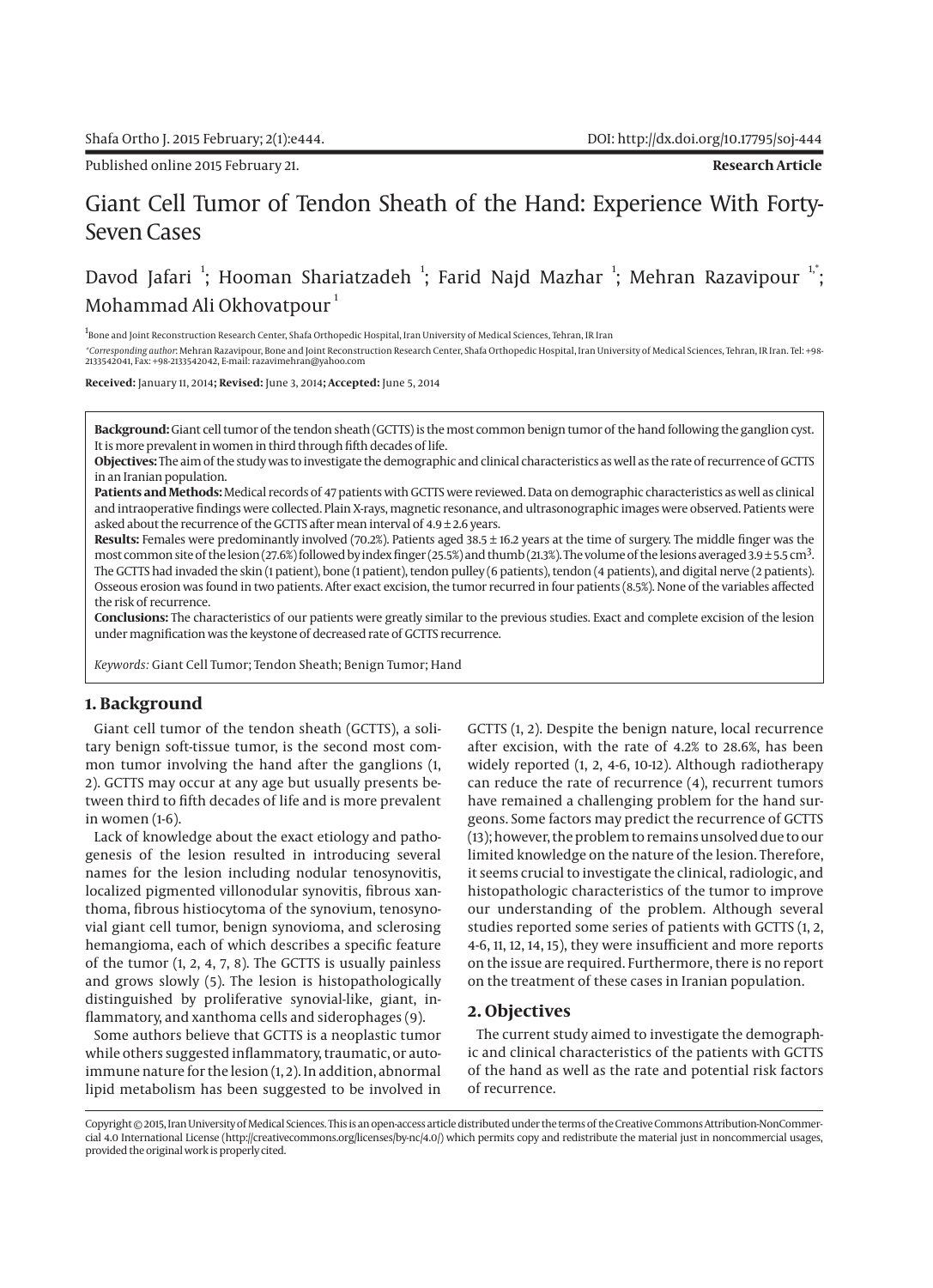Shafa Ortho J. 2015 February; 2(1):e444.

DOI: http://dx.doi.org/10.17795/soj-444

Published online 2015 February 21.

**Research Article**

# Giant Cell Tumor of Tendon Sheath of the Hand: Experience With Forty-Seven Cases

Davod Jafari [1]; Hooman Shariatzadeh [1]; Farid Najd Mazhar [1]; Mehran Razavipour [1,*]; Mohammad Ali Okhovatpour [1]

[1] Bone and Joint Reconstruction Research Center, Shafa Orthopedic Hospital, Iran University of Medical Sciences, Tehran, IR Iran

*Corresponding author*: Mehran Razavipour, Bone and Joint Reconstruction Research Center, Shafa Orthopedic Hospital, Iran University of Medical Sciences, Tehran, IR Iran. Tel: +98-2133542041, Fax: +98-2133542042, E-mail: razavimehran@yahoo.com

**Received:** January 11, 2014**; Revised:** June 3, 2014**; Accepted:** June 5, 2014

**Background:** Giant cell tumor of the tendon sheath (GCTTS) is the most common benign tumor of the hand following the ganglion cyst. It is more prevalent in women in third through fifth decades of life.

**Objectives:** The aim of the study was to investigate the demographic and clinical characteristics as well as the rate of recurrence of GCTTS in an Iranian population.

**Patients and Methods:** Medical records of 47 patients with GCTTS were reviewed. Data on demographic characteristics as well as clinical and intraoperative findings were collected. Plain X-rays, magnetic resonance, and ultrasonographic images were observed. Patients were asked about the recurrence of the GCTTS after mean interval of 4.9 ± 2.6 years.

**Results:** Females were predominantly involved (70.2%). Patients aged 38.5 ± 16.2 years at the time of surgery. The middle finger was the most common site of the lesion (27.6%) followed by index finger (25.5%) and thumb (21.3%). The volume of the lesions averaged 3.9 ± 5.5 $cm^3$. The GCTTS had invaded the skin (1 patient), bone (1 patient), tendon pulley (6 patients), tendon (4 patients), and digital nerve (2 patients). Osseous erosion was found in two patients. After exact excision, the tumor recurred in four patients (8.5%). None of the variables affected the risk of recurrence.

**Conclusions:** The characteristics of our patients were greatly similar to the previous studies. Exact and complete excision of the lesion under magnification was the keystone of decreased rate of GCTTS recurrence.

*Keywords:* Giant Cell Tumor; Tendon Sheath; Benign Tumor; Hand

## 1. Background

Giant cell tumor of the tendon sheath (GCTTS), a solitary benign soft-tissue tumor, is the second most common tumor involving the hand after the ganglions (1, 2). GCTTS may occur at any age but usually presents between third to fifth decades of life and is more prevalent in women (1-6).

Lack of knowledge about the exact etiology and pathogenesis of the lesion resulted in introducing several names for the lesion including nodular tenosynovitis, localized pigmented villonodular synovitis, fibrous xanthoma, fibrous histiocytoma of the synovium, tenosynovial giant cell tumor, benign synovioma, and sclerosing hemangioma, each of which describes a specific feature of the tumor (1, 2, 4, 7, 8). The GCTTS is usually painless and grows slowly (5). The lesion is histopathologically distinguished by proliferative synovial-like, giant, inflammatory, and xanthoma cells and siderophages (9).

Some authors believe that GCTTS is a neoplastic tumor while others suggested inflammatory, traumatic, or autoimmune nature for the lesion (1, 2). In addition, abnormal lipid metabolism has been suggested to be involved in GCTTS (1, 2). Despite the benign nature, local recurrence after excision, with the rate of 4.2% to 28.6%, has been widely reported (1, 2, 4-6, 10-12). Although radiotherapy can reduce the rate of recurrence (4), recurrent tumors have remained a challenging problem for the hand surgeons. Some factors may predict the recurrence of GCTTS (13); however, the problem to remains unsolved due to our limited knowledge on the nature of the lesion. Therefore, it seems crucial to investigate the clinical, radiologic, and histopathologic characteristics of the tumor to improve our understanding of the problem. Although several studies reported some series of patients with GCTTS (1, 2, 4-6, 11, 12, 14, 15), they were insufficient and more reports on the issue are required. Furthermore, there is no report on the treatment of these cases in Iranian population.

## 2. Objectives

The current study aimed to investigate the demographic and clinical characteristics of the patients with GCTTS of the hand as well as the rate and potential risk factors of recurrence.

Copyright © 2015, Iran University of Medical Sciences. This is an open-access article distributed under the terms of the Creative Commons Attribution-NonCommercial 4.0 International License (http://creativecommons.org/licenses/by-nc/4.0/) which permits copy and redistribute the material just in noncommercial usages, provided the original work is properly cited.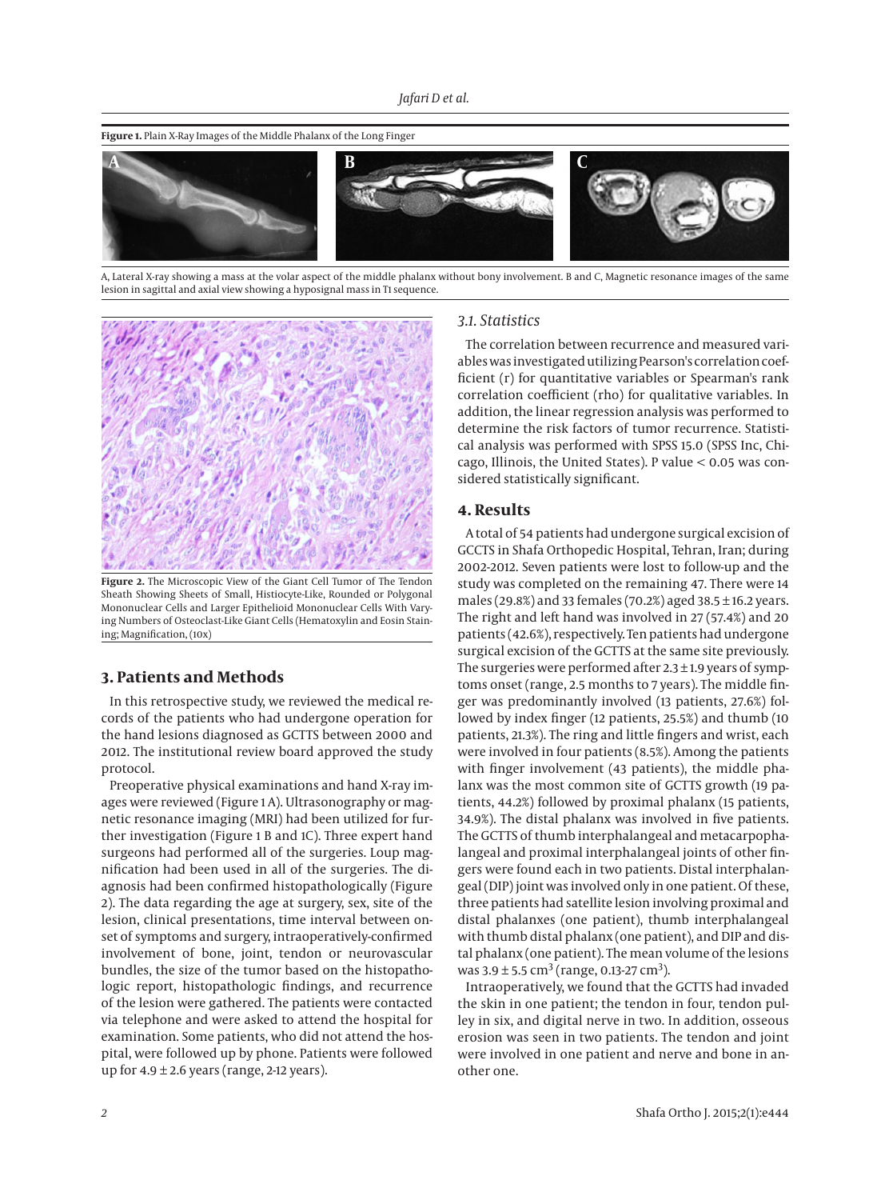**Figure 1.** Plain X-Ray Images of the Middle Phalanx of the Long Finger

A, Lateral X-ray showing a mass at the volar aspect of the middle phalanx without bony involvement. B and C, Magnetic resonance images of the same lesion in sagittal and axial view showing a hyposignal mass in T1 sequence.

**Figure 2.** The Microscopic View of the Giant Cell Tumor of The Tendon Sheath Showing Sheets of Small, Histiocyte-Like, Rounded or Polygonal Mononuclear Cells and Larger Epithelioid Mononuclear Cells With Varying Numbers of Osteoclast-Like Giant Cells (Hematoxylin and Eosin Staining; Magnification, (10x)

## 3. Patients and Methods

In this retrospective study, we reviewed the medical records of the patients who had undergone operation for the hand lesions diagnosed as GCTTS between 2000 and 2012. The institutional review board approved the study protocol.

Preoperative physical examinations and hand X-ray images were reviewed (Figure 1 A). Ultrasonography or magnetic resonance imaging (MRI) had been utilized for further investigation (Figure 1 B and 1C). Three expert hand surgeons had performed all of the surgeries. Loup magnification had been used in all of the surgeries. The diagnosis had been confirmed histopathologically (Figure 2). The data regarding the age at surgery, sex, site of the lesion, clinical presentations, time interval between onset of symptoms and surgery, intraoperatively-confirmed involvement of bone, joint, tendon or neurovascular bundles, the size of the tumor based on the histopathologic report, histopathologic findings, and recurrence of the lesion were gathered. The patients were contacted via telephone and were asked to attend the hospital for examination. Some patients, who did not attend the hospital, were followed up by phone. Patients were followed up for 4.9 ± 2.6 years (range, 2-12 years).

### 3.1. Statistics

The correlation between recurrence and measured variables was investigated utilizing Pearson's correlation coefficient (r) for quantitative variables or Spearman's rank correlation coefficient (rho) for qualitative variables. In addition, the linear regression analysis was performed to determine the risk factors of tumor recurrence. Statistical analysis was performed with SPSS 15.0 (SPSS Inc, Chicago, Illinois, the United States). P value < 0.05 was considered statistically significant.

## 4. Results

A total of 54 patients had undergone surgical excision of GCCTS in Shafa Orthopedic Hospital, Tehran, Iran; during 2002-2012. Seven patients were lost to follow-up and the study was completed on the remaining 47. There were 14 males (29.8%) and 33 females (70.2%) aged 38.5 ± 16.2 years. The right and left hand was involved in 27 (57.4%) and 20 patients (42.6%), respectively. Ten patients had undergone surgical excision of the GCTTS at the same site previously. The surgeries were performed after 2.3 ± 1.9 years of symptoms onset (range, 2.5 months to 7 years). The middle finger was predominantly involved (13 patients, 27.6%) followed by index finger (12 patients, 25.5%) and thumb (10 patients, 21.3%). The ring and little fingers and wrist, each were involved in four patients (8.5%). Among the patients with finger involvement (43 patients), the middle phalanx was the most common site of GCTTS growth (19 patients, 44.2%) followed by proximal phalanx (15 patients, 34.9%). The distal phalanx was involved in five patients. The GCTTS of thumb interphalangeal and metacarpophalangeal and proximal interphalangeal joints of other fingers were found each in two patients. Distal interphalangeal (DIP) joint was involved only in one patient. Of these, three patients had satellite lesion involving proximal and distal phalanxes (one patient), thumb interphalangeal with thumb distal phalanx (one patient), and DIP and distal phalanx (one patient). The mean volume of the lesions was 3.9 ± 5.5 $cm^3$ (range, 0.13-27 $cm^3$).

Intraoperatively, we found that the GCTTS had invaded the skin in one patient; the tendon in four, tendon pulley in six, and digital nerve in two. In addition, osseous erosion was seen in two patients. The tendon and joint were involved in one patient and nerve and bone in another one.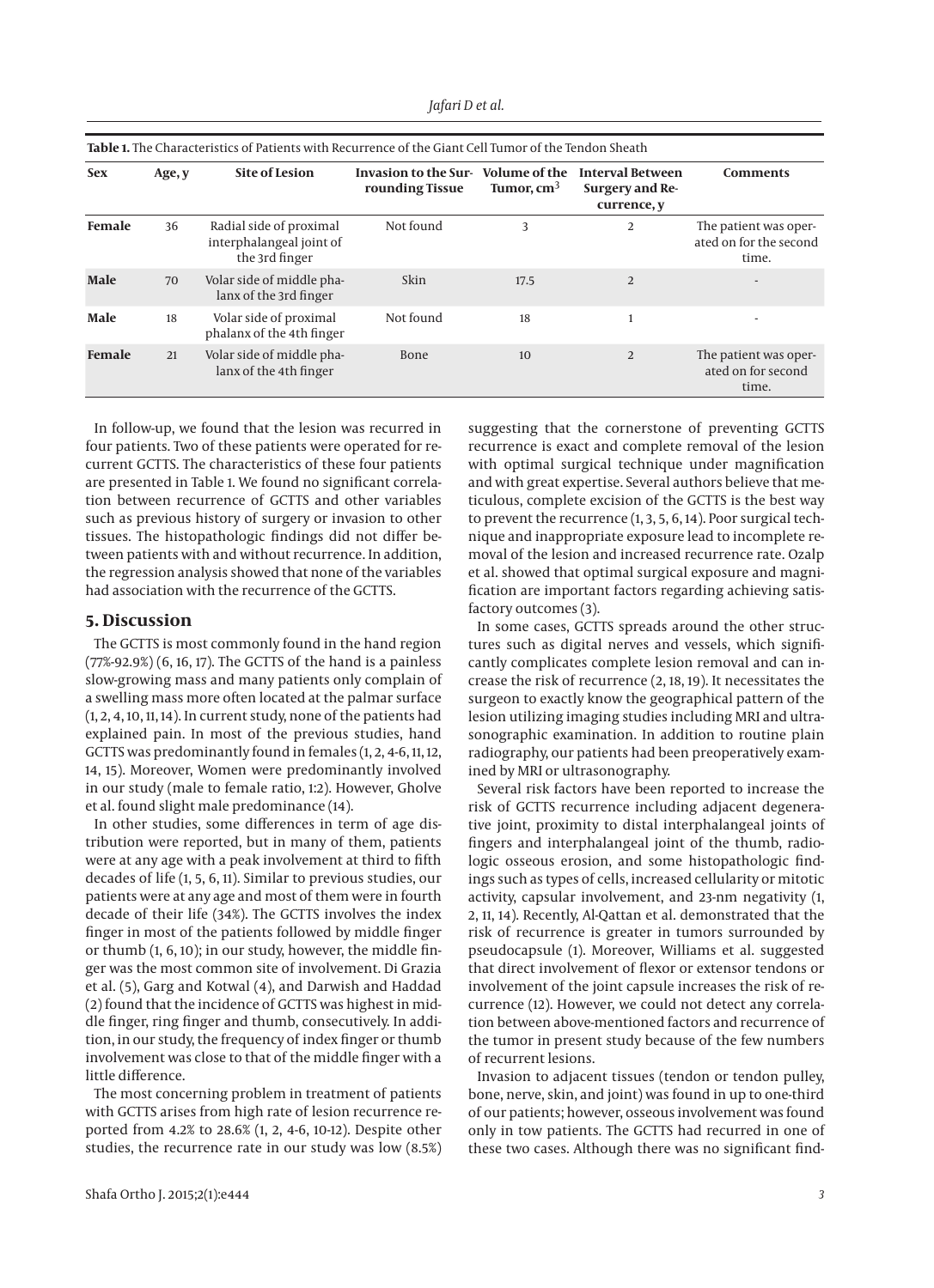**Table 1.** The Characteristics of Patients with Recurrence of the Giant Cell Tumor of the Tendon Sheath

| Sex | Age, y | Site of Lesion | Invasion to the Surrounding Tissue | Volume of the Tumor, cm$^3$ | Interval Between Surgery and Recurrence, y | Comments |
|---|---|---|---|---|---|---|
| **Female** | 36 | Radial side of proximal interphalangeal joint of the 3rd finger | Not found | 3 | 2 | The patient was operated on for the second time. |
| **Male** | 70 | Volar side of middle phalanx of the 3rd finger | Skin | 17.5 | 2 | - |
| **Male** | 18 | Volar side of proximal phalanx of the 4th finger | Not found | 18 | 1 | - |
| **Female** | 21 | Volar side of middle phalanx of the 4th finger | Bone | 10 | 2 | The patient was operated on for second time. |

In follow-up, we found that the lesion was recurred in four patients. Two of these patients were operated for recurrent GCTTS. The characteristics of these four patients are presented in Table 1. We found no significant correlation between recurrence of GCTTS and other variables such as previous history of surgery or invasion to other tissues. The histopathologic findings did not differ between patients with and without recurrence. In addition, the regression analysis showed that none of the variables had association with the recurrence of the GCTTS.

## 5. Discussion

The GCTTS is most commonly found in the hand region (77%-92.9%) (6, 16, 17). The GCTTS of the hand is a painless slow-growing mass and many patients only complain of a swelling mass more often located at the palmar surface (1, 2, 4, 10, 11, 14). In current study, none of the patients had explained pain. In most of the previous studies, hand GCTTS was predominantly found in females (1, 2, 4-6, 11, 12, 14, 15). Moreover, Women were predominantly involved in our study (male to female ratio, 1:2). However, Gholve et al. found slight male predominance (14).

In other studies, some differences in term of age distribution were reported, but in many of them, patients were at any age with a peak involvement at third to fifth decades of life (1, 5, 6, 11). Similar to previous studies, our patients were at any age and most of them were in fourth decade of their life (34%). The GCTTS involves the index finger in most of the patients followed by middle finger or thumb (1, 6, 10); in our study, however, the middle finger was the most common site of involvement. Di Grazia et al. (5), Garg and Kotwal (4), and Darwish and Haddad (2) found that the incidence of GCTTS was highest in middle finger, ring finger and thumb, consecutively. In addition, in our study, the frequency of index finger or thumb involvement was close to that of the middle finger with a little difference.

The most concerning problem in treatment of patients with GCTTS arises from high rate of lesion recurrence reported from 4.2% to 28.6% (1, 2, 4-6, 10-12). Despite other studies, the recurrence rate in our study was low (8.5%) suggesting that the cornerstone of preventing GCTTS recurrence is exact and complete removal of the lesion with optimal surgical technique under magnification and with great expertise. Several authors believe that meticulous, complete excision of the GCTTS is the best way to prevent the recurrence (1, 3, 5, 6, 14). Poor surgical technique and inappropriate exposure lead to incomplete removal of the lesion and increased recurrence rate. Ozalp et al. showed that optimal surgical exposure and magnification are important factors regarding achieving satisfactory outcomes (3).

In some cases, GCTTS spreads around the other structures such as digital nerves and vessels, which significantly complicates complete lesion removal and can increase the risk of recurrence (2, 18, 19). It necessitates the surgeon to exactly know the geographical pattern of the lesion utilizing imaging studies including MRI and ultrasonographic examination. In addition to routine plain radiography, our patients had been preoperatively examined by MRI or ultrasonography.

Several risk factors have been reported to increase the risk of GCTTS recurrence including adjacent degenerative joint, proximity to distal interphalangeal joints of fingers and interphalangeal joint of the thumb, radiologic osseous erosion, and some histopathologic findings such as types of cells, increased cellularity or mitotic activity, capsular involvement, and 23-nm negativity (1, 2, 11, 14). Recently, Al-Qattan et al. demonstrated that the risk of recurrence is greater in tumors surrounded by pseudocapsule (1). Moreover, Williams et al. suggested that direct involvement of flexor or extensor tendons or involvement of the joint capsule increases the risk of recurrence (12). However, we could not detect any correlation between above-mentioned factors and recurrence of the tumor in present study because of the few numbers of recurrent lesions.

Invasion to adjacent tissues (tendon or tendon pulley, bone, nerve, skin, and joint) was found in up to one-third of our patients; however, osseous involvement was found only in tow patients. The GCTTS had recurred in one of these two cases. Although there was no significant find-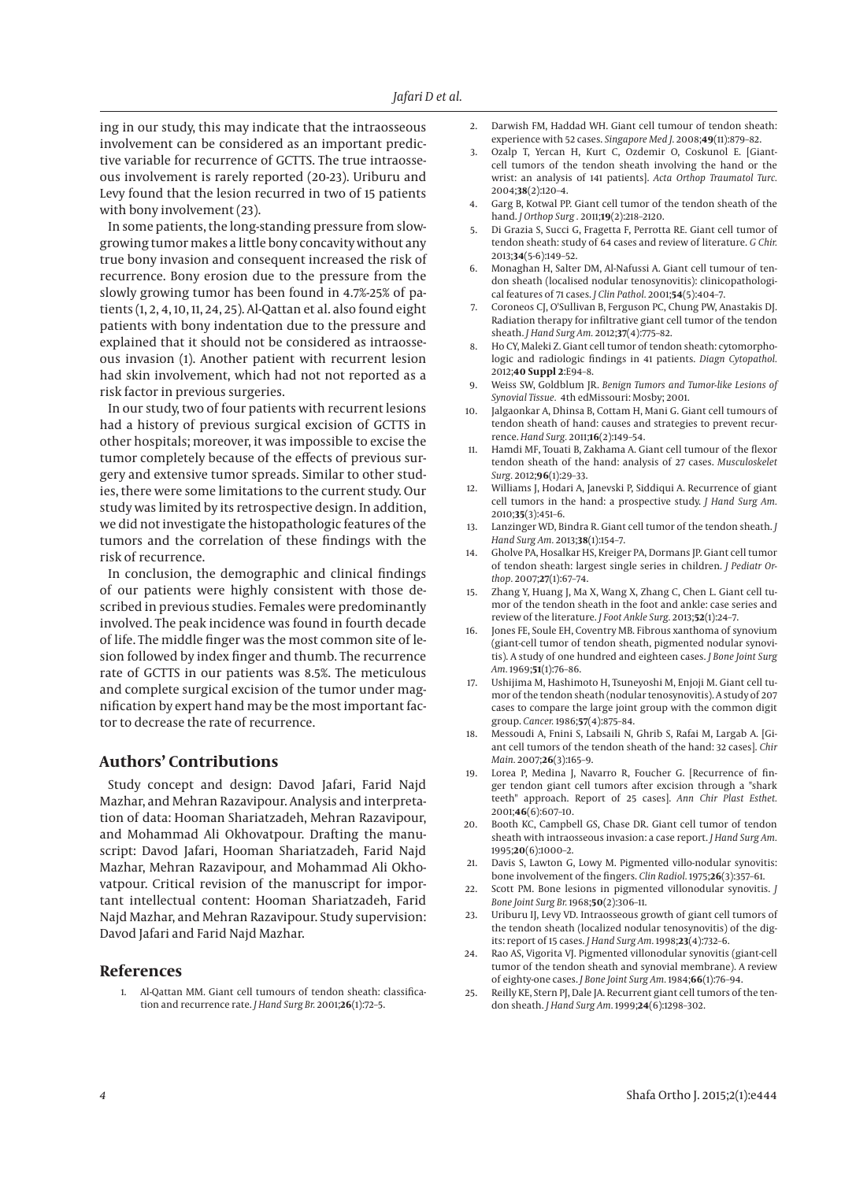ing in our study, this may indicate that the intraosseous involvement can be considered as an important predictive variable for recurrence of GCTTS. The true intraosseous involvement is rarely reported (20-23). Uriburu and Levy found that the lesion recurred in two of 15 patients with bony involvement (23).

In some patients, the long-standing pressure from slow-growing tumor makes a little bony concavity without any true bony invasion and consequent increased the risk of recurrence. Bony erosion due to the pressure from the slowly growing tumor has been found in 4.7%-25% of patients (1, 2, 4, 10, 11, 24, 25). Al-Qattan et al. also found eight patients with bony indentation due to the pressure and explained that it should not be considered as intraosseous invasion (1). Another patient with recurrent lesion had skin involvement, which had not reported as a risk factor in previous surgeries.

In our study, two of four patients with recurrent lesions had a history of previous surgical excision of GCTTS in other hospitals; moreover, it was impossible to excise the tumor completely because of the effects of previous surgery and extensive tumor spreads. Similar to other studies, there were some limitations to the current study. Our study was limited by its retrospective design. In addition, we did not investigate the histopathologic features of the tumors and the correlation of these findings with the risk of recurrence.

In conclusion, the demographic and clinical findings of our patients were highly consistent with those described in previous studies. Females were predominantly involved. The peak incidence was found in fourth decade of life. The middle finger was the most common site of lesion followed by index finger and thumb. The recurrence rate of GCTTS in our patients was 8.5%. The meticulous and complete surgical excision of the tumor under magnification by expert hand may be the most important factor to decrease the rate of recurrence.

## Authors' Contributions

Study concept and design: Davod Jafari, Farid Najd Mazhar, and Mehran Razavipour. Analysis and interpretation of data: Hooman Shariatzadeh, Mehran Razavipour, and Mohammad Ali Okhovatpour. Drafting the manuscript: Davod Jafari, Hooman Shariatzadeh, Farid Najd Mazhar, Mehran Razavipour, and Mohammad Ali Okhovatpour. Critical revision of the manuscript for important intellectual content: Hooman Shariatzadeh, Farid Najd Mazhar, and Mehran Razavipour. Study supervision: Davod Jafari and Farid Najd Mazhar.

## References

1. Al-Qattan MM. Giant cell tumours of tendon sheath: classification and recurrence rate. *J Hand Surg Br.* 2001;**26**(1):72–5.
2. Darwish FM, Haddad WH. Giant cell tumour of tendon sheath: experience with 52 cases. *Singapore Med J.* 2008;**49**(11):879–82.
3. Ozalp T, Yercan H, Kurt C, Ozdemir O, Coskunol E. [Giant-cell tumors of the tendon sheath involving the hand or the wrist: an analysis of 141 patients]. *Acta Orthop Traumatol Turc.* 2004;**38**(2):120–4.
4. Garg B, Kotwal PP. Giant cell tumor of the tendon sheath of the hand. *J Orthop Surg .* 2011;**19**(2):218–2120.
5. Di Grazia S, Succi G, Fragetta F, Perrotta RE. Giant cell tumor of tendon sheath: study of 64 cases and review of literature. *G Chir.* 2013;**34**(5-6):149–52.
6. Monaghan H, Salter DM, Al-Nafussi A. Giant cell tumour of tendon sheath (localised nodular tenosynovitis): clinicopathological features of 71 cases. *J Clin Pathol.* 2001;**54**(5):404–7.
7. Coroneos CJ, O'Sullivan B, Ferguson PC, Chung PW, Anastakis DJ. Radiation therapy for infiltrative giant cell tumor of the tendon sheath. *J Hand Surg Am.* 2012;**37**(4):775–82.
8. Ho CY, Maleki Z. Giant cell tumor of tendon sheath: cytomorphologic and radiologic findings in 41 patients. *Diagn Cytopathol.* 2012;**40 Suppl 2**:E94–8.
9. Weiss SW, Goldblum JR. *Benign Tumors and Tumor-like Lesions of Synovial Tissue.* 4th edMissouri: Mosby; 2001.
10. Jalgaonkar A, Dhinsa B, Cottam H, Mani G. Giant cell tumours of tendon sheath of hand: causes and strategies to prevent recurrence. *Hand Surg.* 2011;**16**(2):149–54.
11. Hamdi MF, Touati B, Zakhama A. Giant cell tumour of the flexor tendon sheath of the hand: analysis of 27 cases. *Musculoskelet Surg.* 2012;**96**(1):29–33.
12. Williams J, Hodari A, Janevski P, Siddiqui A. Recurrence of giant cell tumors in the hand: a prospective study. *J Hand Surg Am.* 2010;**35**(3):451–6.
13. Lanzinger WD, Bindra R. Giant cell tumor of the tendon sheath. *J Hand Surg Am.* 2013;**38**(1):154–7.
14. Gholve PA, Hosalkar HS, Kreiger PA, Dormans JP. Giant cell tumor of tendon sheath: largest single series in children. *J Pediatr Orthop.* 2007;**27**(1):67–74.
15. Zhang Y, Huang J, Ma X, Wang X, Zhang C, Chen L. Giant cell tumor of the tendon sheath in the foot and ankle: case series and review of the literature. *J Foot Ankle Surg.* 2013;**52**(1):24–7.
16. Jones FE, Soule EH, Coventry MB. Fibrous xanthoma of synovium (giant-cell tumor of tendon sheath, pigmented nodular synovitis). A study of one hundred and eighteen cases. *J Bone Joint Surg Am.* 1969;**51**(1):76–86.
17. Ushijima M, Hashimoto H, Tsuneyoshi M, Enjoji M. Giant cell tumor of the tendon sheath (nodular tenosynovitis). A study of 207 cases to compare the large joint group with the common digit group. *Cancer.* 1986;**57**(4):875–84.
18. Messoudi A, Fnini S, Labsaili N, Ghrib S, Rafai M, Largab A. [Giant cell tumors of the tendon sheath of the hand: 32 cases]. *Chir Main.* 2007;**26**(3):165–9.
19. Lorea P, Medina J, Navarro R, Foucher G. [Recurrence of finger tendon giant cell tumors after excision through a "shark teeth" approach. Report of 25 cases]. *Ann Chir Plast Esthet.* 2001;**46**(6):607–10.
20. Booth KC, Campbell GS, Chase DR. Giant cell tumor of tendon sheath with intraosseous invasion: a case report. *J Hand Surg Am.* 1995;**20**(6):1000–2.
21. Davis S, Lawton G, Lowy M. Pigmented villo-nodular synovitis: bone involvement of the fingers. *Clin Radiol.* 1975;**26**(3):357–61.
22. Scott PM. Bone lesions in pigmented villonodular synovitis. *J Bone Joint Surg Br.* 1968;**50**(2):306–11.
23. Uriburu IJ, Levy VD. Intraosseous growth of giant cell tumors of the tendon sheath (localized nodular tenosynovitis) of the digits: report of 15 cases. *J Hand Surg Am.* 1998;**23**(4):732–6.
24. Rao AS, Vigorita VJ. Pigmented villonodular synovitis (giant-cell tumor of the tendon sheath and synovial membrane). A review of eighty-one cases. *J Bone Joint Surg Am.* 1984;**66**(1):76–94.
25. Reilly KE, Stern PJ, Dale JA. Recurrent giant cell tumors of the tendon sheath. *J Hand Surg Am.* 1999;**24**(6):1298–302.